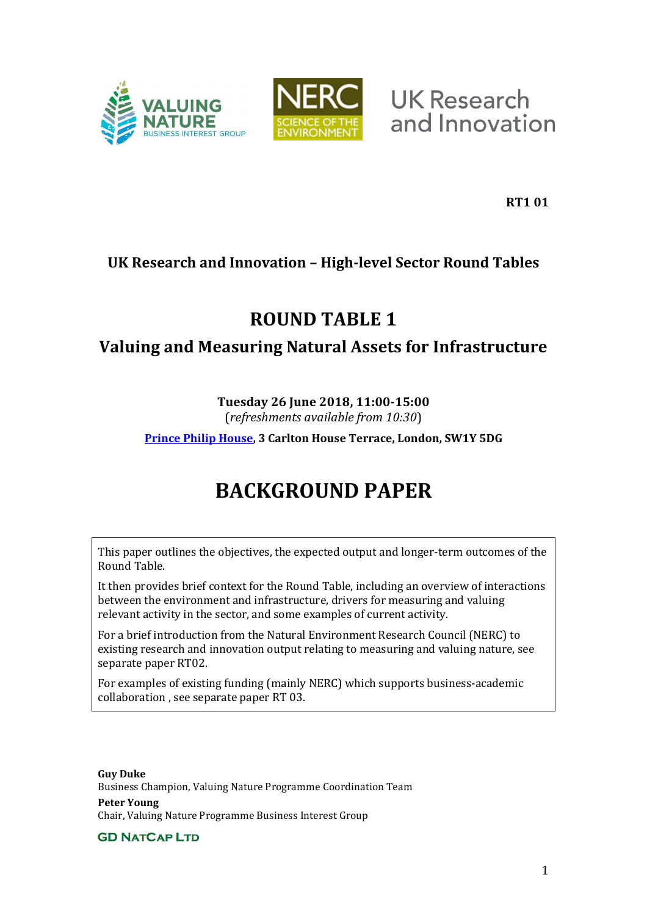VALUING NATURE BUSINESS INTEREST GROUP

NERC SCIENCE OF THE ENVIRONMENT

UK Research and Innovation

**RT1 01**

**UK Research and Innovation – High-level Sector Round Tables**

# ROUND TABLE 1

## Valuing and Measuring Natural Assets for Infrastructure

**Tuesday 26 June 2018, 11:00-15:00**
(*refreshments available from 10:30*)

**[Prince Philip House](Prince Philip House), 3 Carlton House Terrace, London, SW1Y 5DG**

# BACKGROUND PAPER

This paper outlines the objectives, the expected output and longer-term outcomes of the Round Table.

It then provides brief context for the Round Table, including an overview of interactions between the environment and infrastructure, drivers for measuring and valuing relevant activity in the sector, and some examples of current activity.

For a brief introduction from the Natural Environment Research Council (NERC) to existing research and innovation output relating to measuring and valuing nature, see separate paper RT02.

For examples of existing funding (mainly NERC) which supports business-academic collaboration , see separate paper RT 03.

**Guy Duke**
Business Champion, Valuing Nature Programme Coordination Team

**Peter Young**
Chair, Valuing Nature Programme Business Interest Group

GD NATCAP LTD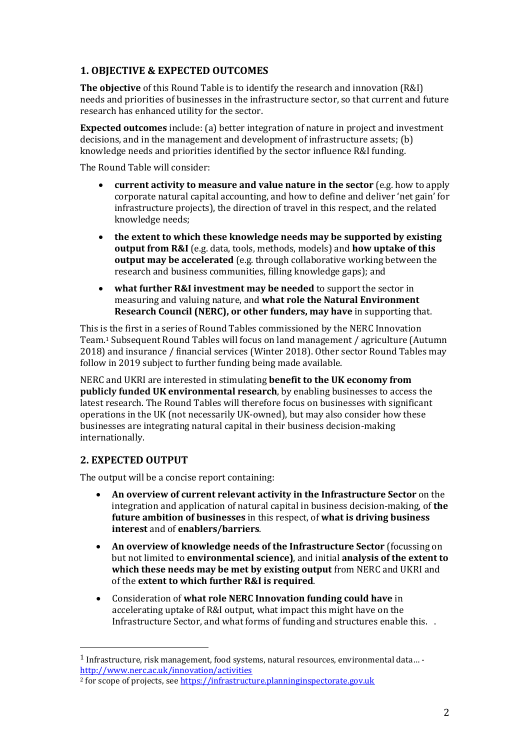## 1. OBJECTIVE & EXPECTED OUTCOMES

**The objective** of this Round Table is to identify the research and innovation (R&I) needs and priorities of businesses in the infrastructure sector, so that current and future research has enhanced utility for the sector.

**Expected outcomes** include: (a) better integration of nature in project and investment decisions, and in the management and development of infrastructure assets; (b) knowledge needs and priorities identified by the sector influence R&I funding.

The Round Table will consider:

- **current activity to measure and value nature in the sector** (e.g. how to apply corporate natural capital accounting, and how to define and deliver 'net gain' for infrastructure projects), the direction of travel in this respect, and the related knowledge needs;
- **the extent to which these knowledge needs may be supported by existing output from R&I** (e.g. data, tools, methods, models) and **how uptake of this output may be accelerated** (e.g. through collaborative working between the research and business communities, filling knowledge gaps); and
- **what further R&I investment may be needed** to support the sector in measuring and valuing nature, and **what role the Natural Environment Research Council (NERC), or other funders, may have** in supporting that.

This is the first in a series of Round Tables commissioned by the NERC Innovation Team.[1] Subsequent Round Tables will focus on land management / agriculture (Autumn 2018) and insurance / financial services (Winter 2018). Other sector Round Tables may follow in 2019 subject to further funding being made available.

NERC and UKRI are interested in stimulating **benefit to the UK economy from publicly funded UK environmental research**, by enabling businesses to access the latest research. The Round Tables will therefore focus on businesses with significant operations in the UK (not necessarily UK-owned), but may also consider how these businesses are integrating natural capital in their business decision-making internationally.

## 2. EXPECTED OUTPUT

The output will be a concise report containing:

- **An overview of current relevant activity in the Infrastructure Sector** on the integration and application of natural capital in business decision-making, of **the future ambition of businesses** in this respect, of **what is driving business interest** and of **enablers/barriers**.
- **An overview of knowledge needs of the Infrastructure Sector** (focussing on but not limited to **environmental science)**, and initial **analysis of the extent to which these needs may be met by existing output** from NERC and UKRI and of the **extent to which further R&I is required**.
- Consideration of **what role NERC Innovation funding could have** in accelerating uptake of R&I output, what impact this might have on the Infrastructure Sector, and what forms of funding and structures enable this.

---

[1] Infrastructure, risk management, food systems, natural resources, environmental data… - http://www.nerc.ac.uk/innovation/activities

[2] for scope of projects, see https://infrastructure.planninginspectorate.gov.uk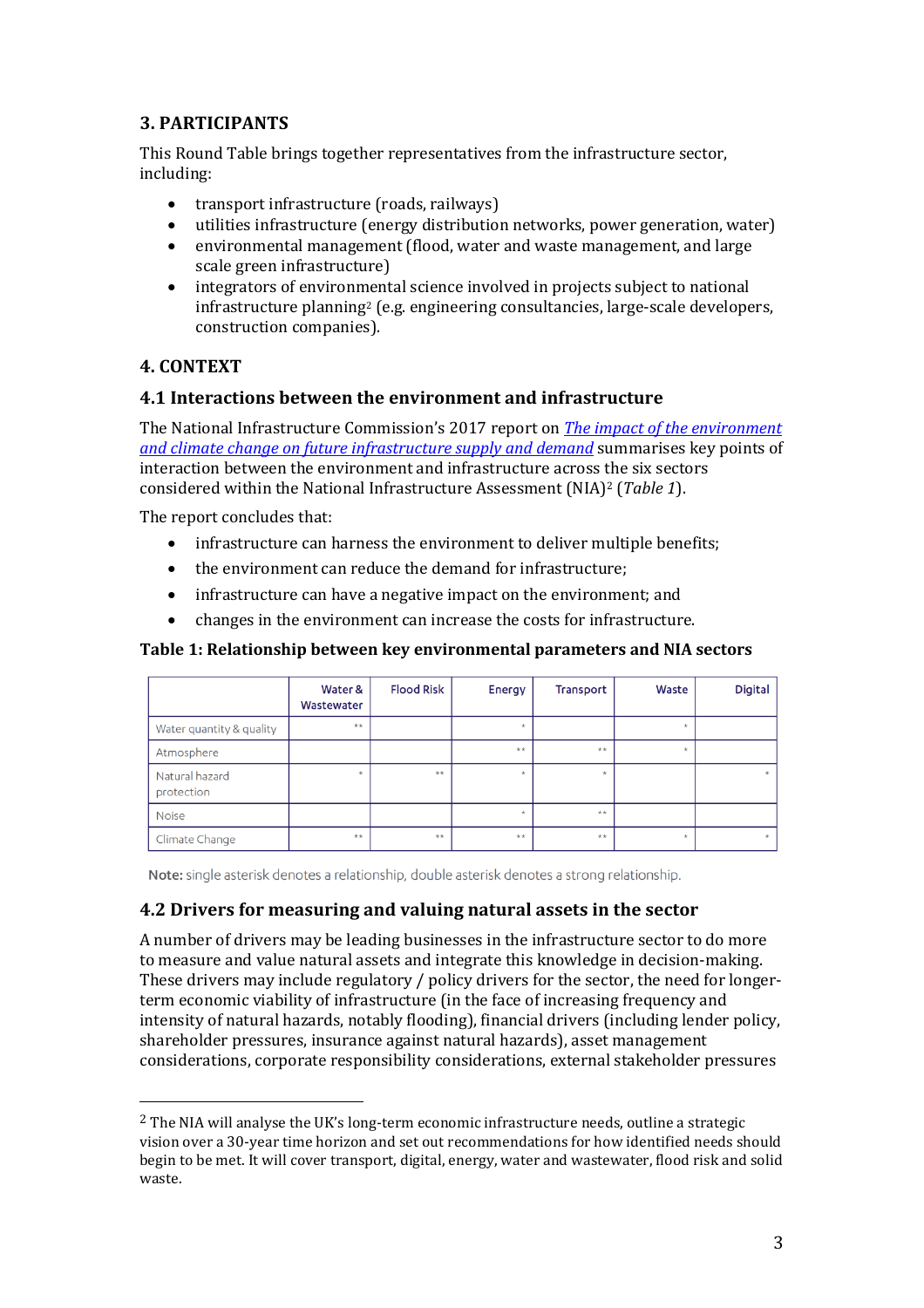## 3. PARTICIPANTS

This Round Table brings together representatives from the infrastructure sector, including:

- transport infrastructure (roads, railways)
- utilities infrastructure (energy distribution networks, power generation, water)
- environmental management (flood, water and waste management, and large scale green infrastructure)
- integrators of environmental science involved in projects subject to national infrastructure planning[2] (e.g. engineering consultancies, large-scale developers, construction companies).

## 4. CONTEXT

### 4.1 Interactions between the environment and infrastructure

The National Infrastructure Commission's 2017 report on *The impact of the environment and climate change on future infrastructure supply and demand* summarises key points of interaction between the environment and infrastructure across the six sectors considered within the National Infrastructure Assessment (NIA)[2] (*Table 1*).

The report concludes that:

- infrastructure can harness the environment to deliver multiple benefits;
- the environment can reduce the demand for infrastructure;
- infrastructure can have a negative impact on the environment; and
- changes in the environment can increase the costs for infrastructure.

**Table 1: Relationship between key environmental parameters and NIA sectors**

| | Water & Wastewater | Flood Risk | Energy | Transport | Waste | Digital |
|---|---|---|---|---|---|---|
| Water quantity & quality | ** | | * | | * | |
| Atmosphere | | | ** | ** | * | |
| Natural hazard protection | * | ** | * | * | | * |
| Noise | | | * | ** | | |
| Climate Change | ** | ** | ** | ** | * | * |

**Note:** single asterisk denotes a relationship, double asterisk denotes a strong relationship.

### 4.2 Drivers for measuring and valuing natural assets in the sector

A number of drivers may be leading businesses in the infrastructure sector to do more to measure and value natural assets and integrate this knowledge in decision-making. These drivers may include regulatory / policy drivers for the sector, the need for longer-term economic viability of infrastructure (in the face of increasing frequency and intensity of natural hazards, notably flooding), financial drivers (including lender policy, shareholder pressures, insurance against natural hazards), asset management considerations, corporate responsibility considerations, external stakeholder pressures

[2] The NIA will analyse the UK's long-term economic infrastructure needs, outline a strategic vision over a 30-year time horizon and set out recommendations for how identified needs should begin to be met. It will cover transport, digital, energy, water and wastewater, flood risk and solid waste.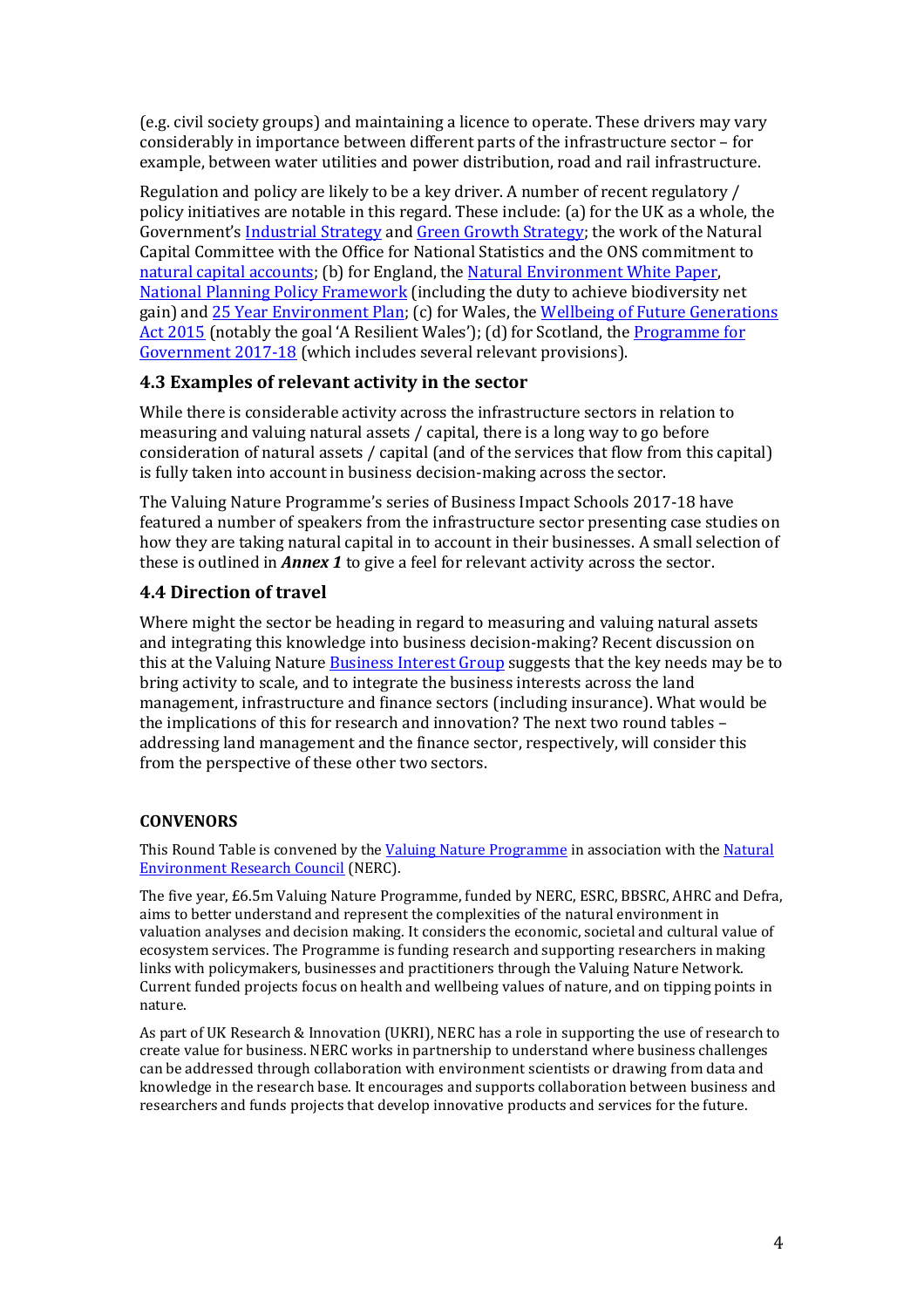(e.g. civil society groups) and maintaining a licence to operate. These drivers may vary considerably in importance between different parts of the infrastructure sector – for example, between water utilities and power distribution, road and rail infrastructure.

Regulation and policy are likely to be a key driver. A number of recent regulatory / policy initiatives are notable in this regard. These include: (a) for the UK as a whole, the Government's Industrial Strategy and Green Growth Strategy; the work of the Natural Capital Committee with the Office for National Statistics and the ONS commitment to natural capital accounts; (b) for England, the Natural Environment White Paper, National Planning Policy Framework (including the duty to achieve biodiversity net gain) and 25 Year Environment Plan; (c) for Wales, the Wellbeing of Future Generations Act 2015 (notably the goal 'A Resilient Wales'); (d) for Scotland, the Programme for Government 2017-18 (which includes several relevant provisions).

### 4.3 Examples of relevant activity in the sector

While there is considerable activity across the infrastructure sectors in relation to measuring and valuing natural assets / capital, there is a long way to go before consideration of natural assets / capital (and of the services that flow from this capital) is fully taken into account in business decision-making across the sector.

The Valuing Nature Programme's series of Business Impact Schools 2017-18 have featured a number of speakers from the infrastructure sector presenting case studies on how they are taking natural capital in to account in their businesses. A small selection of these is outlined in ***Annex 1*** to give a feel for relevant activity across the sector.

### 4.4 Direction of travel

Where might the sector be heading in regard to measuring and valuing natural assets and integrating this knowledge into business decision-making? Recent discussion on this at the Valuing Nature Business Interest Group suggests that the key needs may be to bring activity to scale, and to integrate the business interests across the land management, infrastructure and finance sectors (including insurance). What would be the implications of this for research and innovation? The next two round tables – addressing land management and the finance sector, respectively, will consider this from the perspective of these other two sectors.

**CONVENORS**

This Round Table is convened by the Valuing Nature Programme in association with the Natural Environment Research Council (NERC).

The five year, £6.5m Valuing Nature Programme, funded by NERC, ESRC, BBSRC, AHRC and Defra, aims to better understand and represent the complexities of the natural environment in valuation analyses and decision making. It considers the economic, societal and cultural value of ecosystem services. The Programme is funding research and supporting researchers in making links with policymakers, businesses and practitioners through the Valuing Nature Network. Current funded projects focus on health and wellbeing values of nature, and on tipping points in nature.

As part of UK Research & Innovation (UKRI), NERC has a role in supporting the use of research to create value for business. NERC works in partnership to understand where business challenges can be addressed through collaboration with environment scientists or drawing from data and knowledge in the research base. It encourages and supports collaboration between business and researchers and funds projects that develop innovative products and services for the future.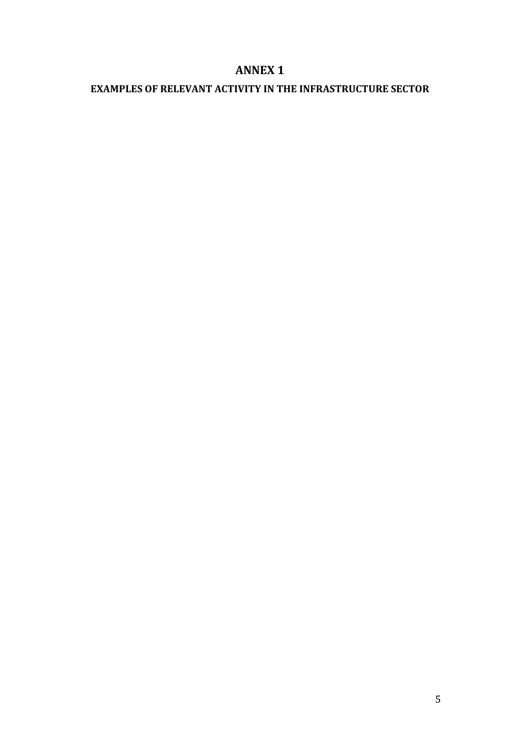# ANNEX 1

## EXAMPLES OF RELEVANT ACTIVITY IN THE INFRASTRUCTURE SECTOR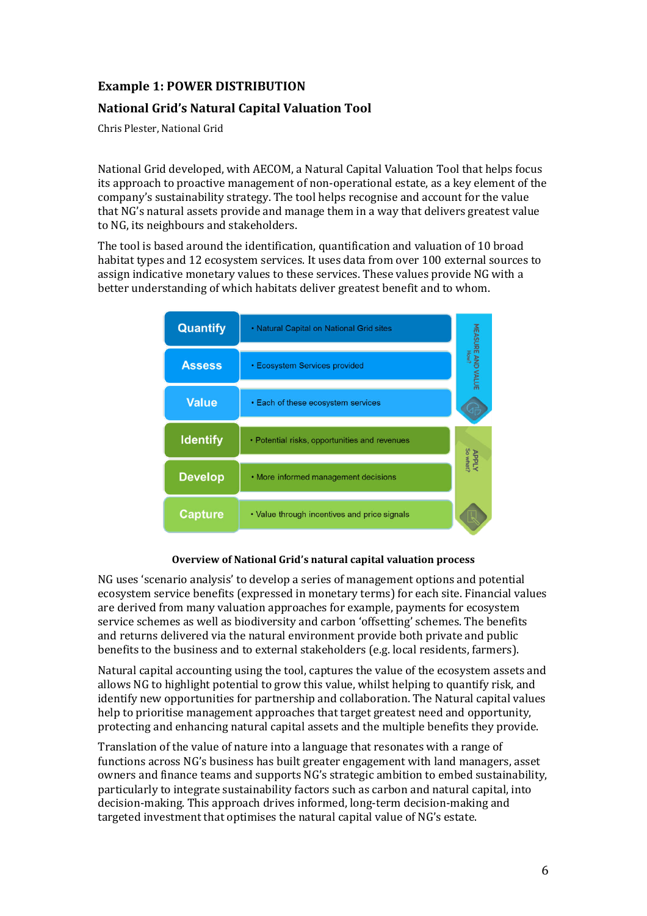### Example 1: POWER DISTRIBUTION

### National Grid's Natural Capital Valuation Tool

Chris Plester, National Grid

National Grid developed, with AECOM, a Natural Capital Valuation Tool that helps focus its approach to proactive management of non-operational estate, as a key element of the company's sustainability strategy. The tool helps recognise and account for the value that NG's natural assets provide and manage them in a way that delivers greatest value to NG, its neighbours and stakeholders.

The tool is based around the identification, quantification and valuation of 10 broad habitat types and 12 ecosystem services. It uses data from over 100 external sources to assign indicative monetary values to these services. These values provide NG with a better understanding of which habitats deliver greatest benefit and to whom.

| Step | Description | Phase |
| --- | --- | --- |
| Quantify | • Natural Capital on National Grid sites | MEASURE AND VALUE (How?) |
| Assess | • Ecosystem Services provided | |
| Value | • Each of these ecosystem services | |
| Identify | • Potential risks, opportunities and revenues | APPLY (So what?) |
| Develop | • More informed management decisions | |
| Capture | • Value through incentives and price signals | |

**Overview of National Grid's natural capital valuation process**

NG uses 'scenario analysis' to develop a series of management options and potential ecosystem service benefits (expressed in monetary terms) for each site. Financial values are derived from many valuation approaches for example, payments for ecosystem service schemes as well as biodiversity and carbon 'offsetting' schemes. The benefits and returns delivered via the natural environment provide both private and public benefits to the business and to external stakeholders (e.g. local residents, farmers).

Natural capital accounting using the tool, captures the value of the ecosystem assets and allows NG to highlight potential to grow this value, whilst helping to quantify risk, and identify new opportunities for partnership and collaboration. The Natural capital values help to prioritise management approaches that target greatest need and opportunity, protecting and enhancing natural capital assets and the multiple benefits they provide.

Translation of the value of nature into a language that resonates with a range of functions across NG's business has built greater engagement with land managers, asset owners and finance teams and supports NG's strategic ambition to embed sustainability, particularly to integrate sustainability factors such as carbon and natural capital, into decision-making. This approach drives informed, long-term decision-making and targeted investment that optimises the natural capital value of NG's estate.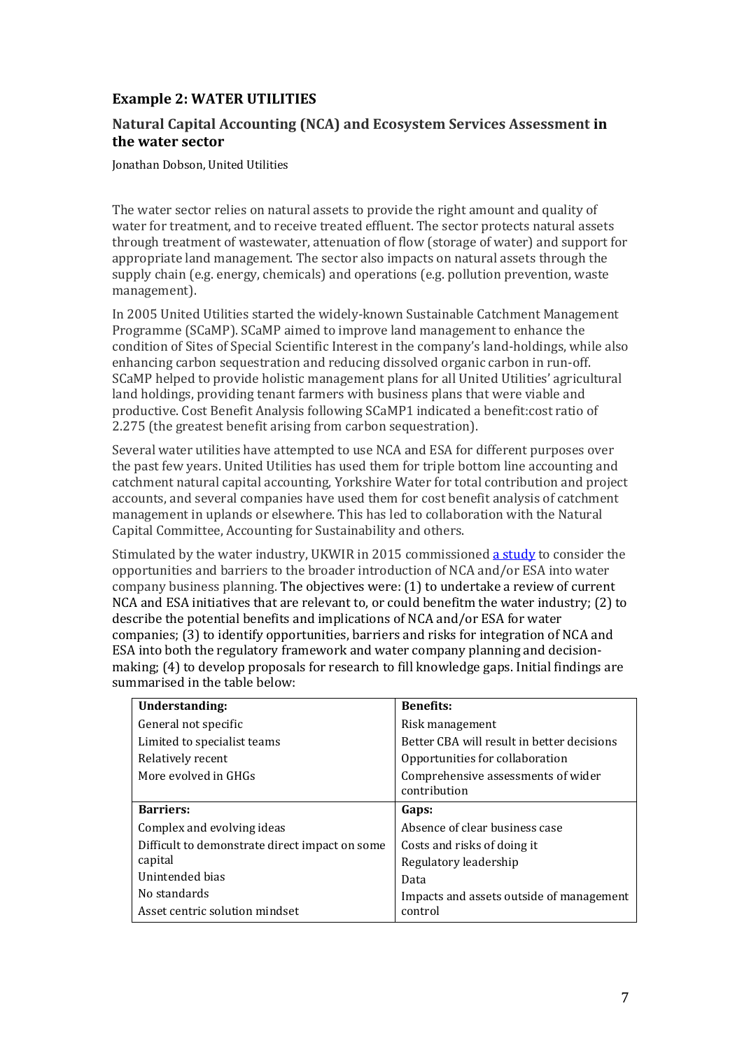## Example 2: WATER UTILITIES

### Natural Capital Accounting (NCA) and Ecosystem Services Assessment in the water sector

Jonathan Dobson, United Utilities

The water sector relies on natural assets to provide the right amount and quality of water for treatment, and to receive treated effluent. The sector protects natural assets through treatment of wastewater, attenuation of flow (storage of water) and support for appropriate land management. The sector also impacts on natural assets through the supply chain (e.g. energy, chemicals) and operations (e.g. pollution prevention, waste management).

In 2005 United Utilities started the widely-known Sustainable Catchment Management Programme (SCaMP). SCaMP aimed to improve land management to enhance the condition of Sites of Special Scientific Interest in the company's land-holdings, while also enhancing carbon sequestration and reducing dissolved organic carbon in run-off. SCaMP helped to provide holistic management plans for all United Utilities' agricultural land holdings, providing tenant farmers with business plans that were viable and productive. Cost Benefit Analysis following SCaMP1 indicated a benefit:cost ratio of 2.275 (the greatest benefit arising from carbon sequestration).

Several water utilities have attempted to use NCA and ESA for different purposes over the past few years. United Utilities has used them for triple bottom line accounting and catchment natural capital accounting, Yorkshire Water for total contribution and project accounts, and several companies have used them for cost benefit analysis of catchment management in uplands or elsewhere. This has led to collaboration with the Natural Capital Committee, Accounting for Sustainability and others.

Stimulated by the water industry, UKWIR in 2015 commissioned a study to consider the opportunities and barriers to the broader introduction of NCA and/or ESA into water company business planning. The objectives were: (1) to undertake a review of current NCA and ESA initiatives that are relevant to, or could benefitm the water industry; (2) to describe the potential benefits and implications of NCA and/or ESA for water companies; (3) to identify opportunities, barriers and risks for integration of NCA and ESA into both the regulatory framework and water company planning and decision-making; (4) to develop proposals for research to fill knowledge gaps. Initial findings are summarised in the table below:

| **Understanding:** | **Benefits:** |
|---|---|
| General not specific | Risk management |
| Limited to specialist teams | Better CBA will result in better decisions |
| Relatively recent | Opportunities for collaboration |
| More evolved in GHGs | Comprehensive assessments of wider contribution |
| **Barriers:** | **Gaps:** |
| Complex and evolving ideas | Absence of clear business case |
| Difficult to demonstrate direct impact on some capital | Costs and risks of doing it |
| | Regulatory leadership |
| Unintended bias | Data |
| No standards | Impacts and assets outside of management control |
| Asset centric solution mindset | |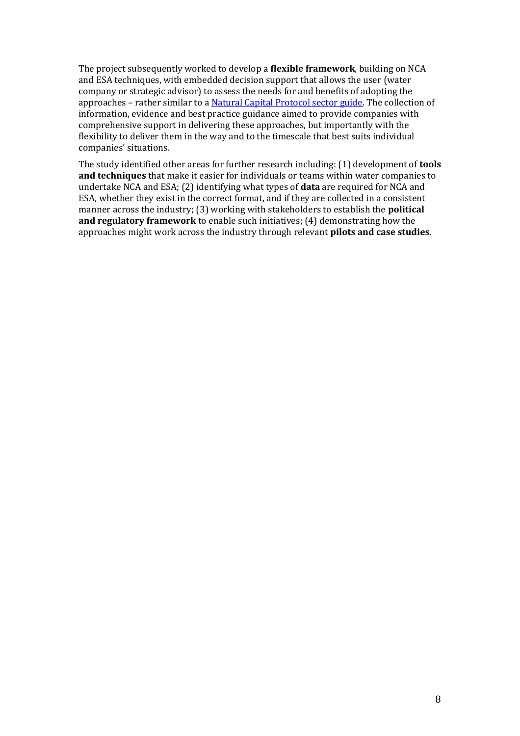The project subsequently worked to develop a **flexible framework**, building on NCA and ESA techniques, with embedded decision support that allows the user (water company or strategic advisor) to assess the needs for and benefits of adopting the approaches – rather similar to a Natural Capital Protocol sector guide. The collection of information, evidence and best practice guidance aimed to provide companies with comprehensive support in delivering these approaches, but importantly with the flexibility to deliver them in the way and to the timescale that best suits individual companies' situations.

The study identified other areas for further research including: (1) development of **tools and techniques** that make it easier for individuals or teams within water companies to undertake NCA and ESA; (2) identifying what types of **data** are required for NCA and ESA, whether they exist in the correct format, and if they are collected in a consistent manner across the industry; (3) working with stakeholders to establish the **political and regulatory framework** to enable such initiatives; (4) demonstrating how the approaches might work across the industry through relevant **pilots and case studies**.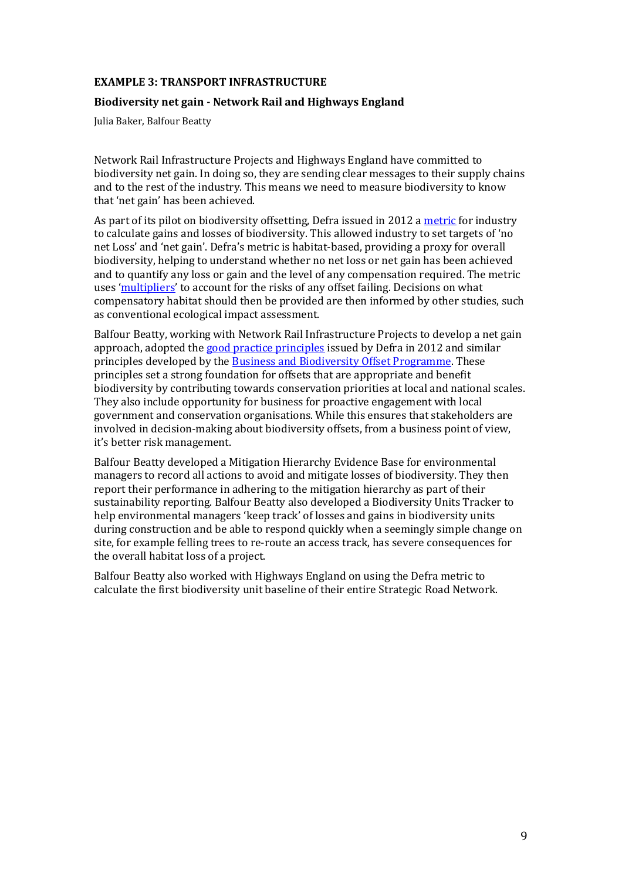**EXAMPLE 3: TRANSPORT INFRASTRUCTURE**

**Biodiversity net gain - Network Rail and Highways England**

Julia Baker, Balfour Beatty

Network Rail Infrastructure Projects and Highways England have committed to biodiversity net gain. In doing so, they are sending clear messages to their supply chains and to the rest of the industry. This means we need to measure biodiversity to know that 'net gain' has been achieved.

As part of its pilot on biodiversity offsetting, Defra issued in 2012 a metric for industry to calculate gains and losses of biodiversity. This allowed industry to set targets of 'no net Loss' and 'net gain'. Defra's metric is habitat-based, providing a proxy for overall biodiversity, helping to understand whether no net loss or net gain has been achieved and to quantify any loss or gain and the level of any compensation required. The metric uses 'multipliers' to account for the risks of any offset failing. Decisions on what compensatory habitat should then be provided are then informed by other studies, such as conventional ecological impact assessment.

Balfour Beatty, working with Network Rail Infrastructure Projects to develop a net gain approach, adopted the good practice principles issued by Defra in 2012 and similar principles developed by the Business and Biodiversity Offset Programme. These principles set a strong foundation for offsets that are appropriate and benefit biodiversity by contributing towards conservation priorities at local and national scales. They also include opportunity for business for proactive engagement with local government and conservation organisations. While this ensures that stakeholders are involved in decision-making about biodiversity offsets, from a business point of view, it's better risk management.

Balfour Beatty developed a Mitigation Hierarchy Evidence Base for environmental managers to record all actions to avoid and mitigate losses of biodiversity. They then report their performance in adhering to the mitigation hierarchy as part of their sustainability reporting. Balfour Beatty also developed a Biodiversity Units Tracker to help environmental managers 'keep track' of losses and gains in biodiversity units during construction and be able to respond quickly when a seemingly simple change on site, for example felling trees to re-route an access track, has severe consequences for the overall habitat loss of a project.

Balfour Beatty also worked with Highways England on using the Defra metric to calculate the first biodiversity unit baseline of their entire Strategic Road Network.